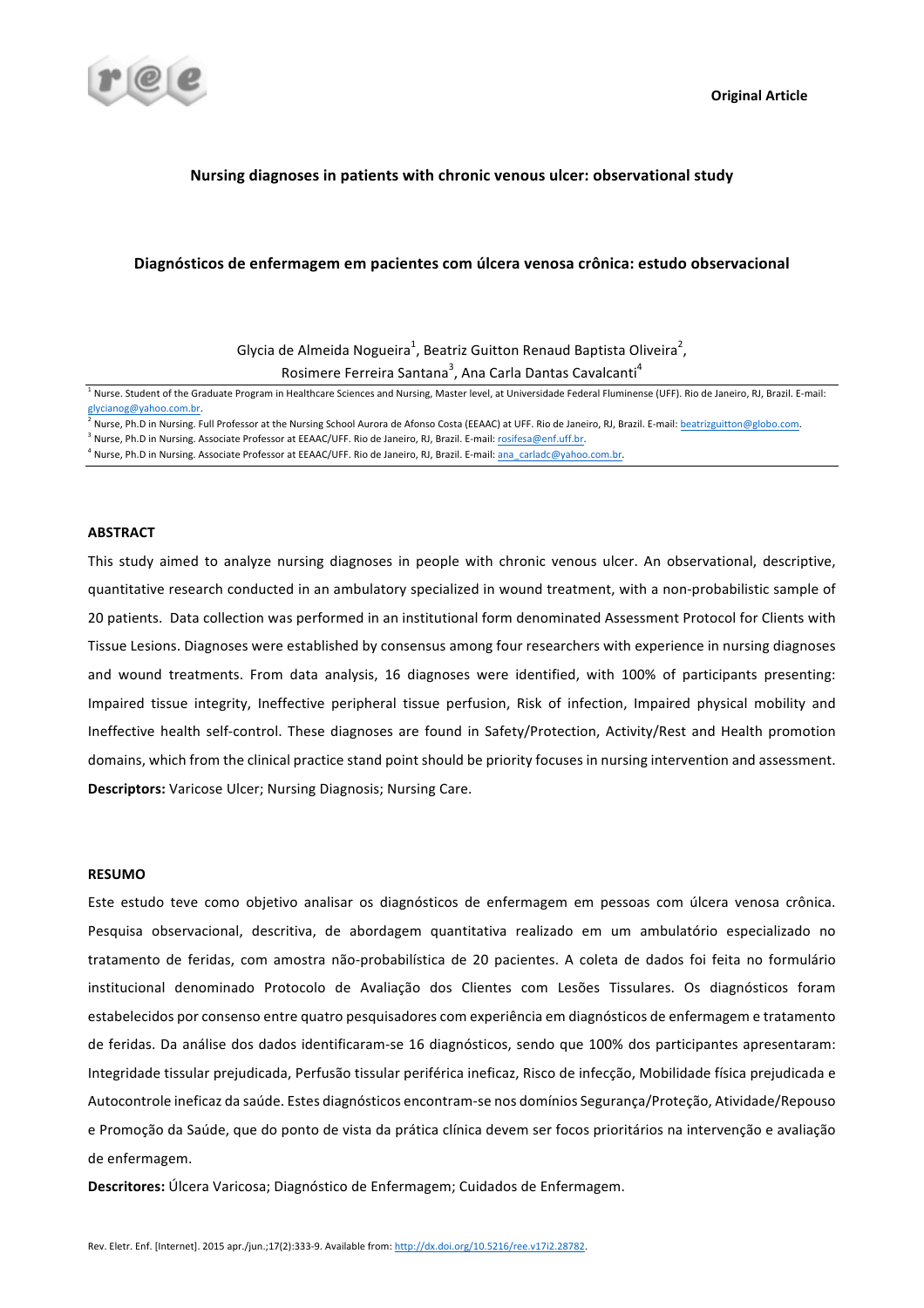Original Article

# Nursing diagnoses in patients with chronic venous ulcer: observational study

# Diagnósticos de enfermagem em pacientes com úlcera venosa crônica: estudo observacional

Glycia de Almeida Nogueira[1], Beatriz Guitton Renaud Baptista Oliveira[2], Rosimere Ferreira Santana[3], Ana Carla Dantas Cavalcanti[4]

[1] Nurse. Student of the Graduate Program in Healthcare Sciences and Nursing, Master level, at Universidade Federal Fluminense (UFF). Rio de Janeiro, RJ, Brazil. E-mail: glycianog@yahoo.com.br.

[2] Nurse, Ph.D in Nursing. Full Professor at the Nursing School Aurora de Afonso Costa (EEAAC) at UFF. Rio de Janeiro, RJ, Brazil. E-mail: beatrizguitton@globo.com.

[3] Nurse, Ph.D in Nursing. Associate Professor at EEAAC/UFF. Rio de Janeiro, RJ, Brazil. E-mail: rosifesa@enf.uff.br.

[4] Nurse, Ph.D in Nursing. Associate Professor at EEAAC/UFF. Rio de Janeiro, RJ, Brazil. E-mail: ana_carladc@yahoo.com.br.

## ABSTRACT

This study aimed to analyze nursing diagnoses in people with chronic venous ulcer. An observational, descriptive, quantitative research conducted in an ambulatory specialized in wound treatment, with a non-probabilistic sample of 20 patients. Data collection was performed in an institutional form denominated Assessment Protocol for Clients with Tissue Lesions. Diagnoses were established by consensus among four researchers with experience in nursing diagnoses and wound treatments. From data analysis, 16 diagnoses were identified, with 100% of participants presenting: Impaired tissue integrity, Ineffective peripheral tissue perfusion, Risk of infection, Impaired physical mobility and Ineffective health self-control. These diagnoses are found in Safety/Protection, Activity/Rest and Health promotion domains, which from the clinical practice stand point should be priority focuses in nursing intervention and assessment.

**Descriptors:** Varicose Ulcer; Nursing Diagnosis; Nursing Care.

## RESUMO

Este estudo teve como objetivo analisar os diagnósticos de enfermagem em pessoas com úlcera venosa crônica. Pesquisa observacional, descritiva, de abordagem quantitativa realizado em um ambulatório especializado no tratamento de feridas, com amostra não-probabilística de 20 pacientes. A coleta de dados foi feita no formulário institucional denominado Protocolo de Avaliação dos Clientes com Lesões Tissulares. Os diagnósticos foram estabelecidos por consenso entre quatro pesquisadores com experiência em diagnósticos de enfermagem e tratamento de feridas. Da análise dos dados identificaram-se 16 diagnósticos, sendo que 100% dos participantes apresentaram: Integridade tissular prejudicada, Perfusão tissular periférica ineficaz, Risco de infecção, Mobilidade física prejudicada e Autocontrole ineficaz da saúde. Estes diagnósticos encontram-se nos domínios Segurança/Proteção, Atividade/Repouso e Promoção da Saúde, que do ponto de vista da prática clínica devem ser focos prioritários na intervenção e avaliação de enfermagem.

**Descritores:** Úlcera Varicosa; Diagnóstico de Enfermagem; Cuidados de Enfermagem.

Rev. Eletr. Enf. [Internet]. 2015 apr./jun.;17(2):333-9. Available from: http://dx.doi.org/10.5216/ree.v17i2.28782.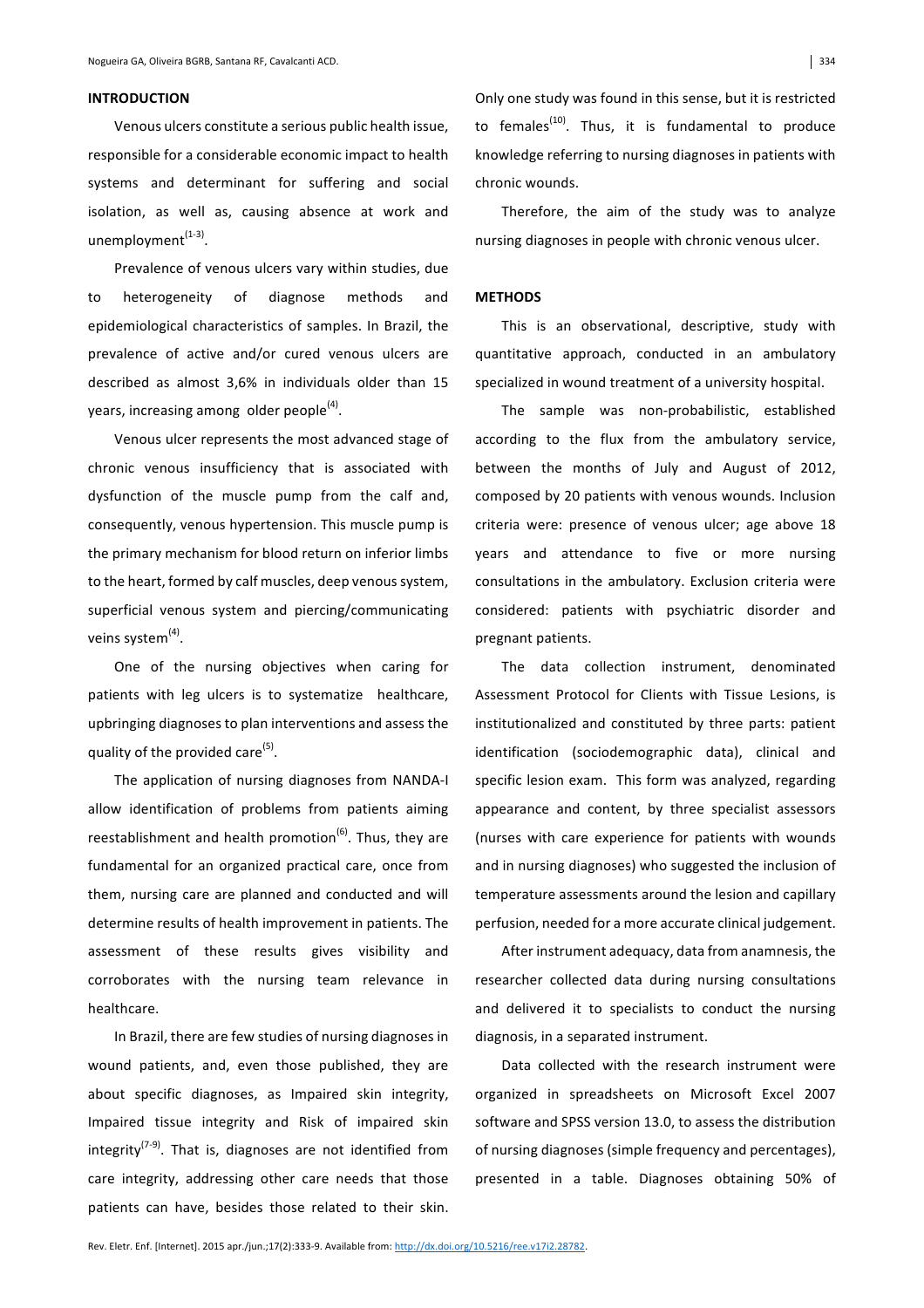## INTRODUCTION

Venous ulcers constitute a serious public health issue, responsible for a considerable economic impact to health systems and determinant for suffering and social isolation, as well as, causing absence at work and unemployment[1-3].

Prevalence of venous ulcers vary within studies, due to heterogeneity of diagnose methods and epidemiological characteristics of samples. In Brazil, the prevalence of active and/or cured venous ulcers are described as almost 3,6% in individuals older than 15 years, increasing among older people[4].

Venous ulcer represents the most advanced stage of chronic venous insufficiency that is associated with dysfunction of the muscle pump from the calf and, consequently, venous hypertension. This muscle pump is the primary mechanism for blood return on inferior limbs to the heart, formed by calf muscles, deep venous system, superficial venous system and piercing/communicating veins system[4].

One of the nursing objectives when caring for patients with leg ulcers is to systematize healthcare, upbringing diagnoses to plan interventions and assess the quality of the provided care[5].

The application of nursing diagnoses from NANDA-I allow identification of problems from patients aiming reestablishment and health promotion[6]. Thus, they are fundamental for an organized practical care, once from them, nursing care are planned and conducted and will determine results of health improvement in patients. The assessment of these results gives visibility and corroborates with the nursing team relevance in healthcare.

In Brazil, there are few studies of nursing diagnoses in wound patients, and, even those published, they are about specific diagnoses, as Impaired skin integrity, Impaired tissue integrity and Risk of impaired skin integrity[7-9]. That is, diagnoses are not identified from care integrity, addressing other care needs that those patients can have, besides those related to their skin. Only one study was found in this sense, but it is restricted to females[10]. Thus, it is fundamental to produce knowledge referring to nursing diagnoses in patients with chronic wounds.

Therefore, the aim of the study was to analyze nursing diagnoses in people with chronic venous ulcer.

## METHODS

This is an observational, descriptive, study with quantitative approach, conducted in an ambulatory specialized in wound treatment of a university hospital.

The sample was non-probabilistic, established according to the flux from the ambulatory service, between the months of July and August of 2012, composed by 20 patients with venous wounds. Inclusion criteria were: presence of venous ulcer; age above 18 years and attendance to five or more nursing consultations in the ambulatory. Exclusion criteria were considered: patients with psychiatric disorder and pregnant patients.

The data collection instrument, denominated Assessment Protocol for Clients with Tissue Lesions, is institutionalized and constituted by three parts: patient identification (sociodemographic data), clinical and specific lesion exam. This form was analyzed, regarding appearance and content, by three specialist assessors (nurses with care experience for patients with wounds and in nursing diagnoses) who suggested the inclusion of temperature assessments around the lesion and capillary perfusion, needed for a more accurate clinical judgement.

After instrument adequacy, data from anamnesis, the researcher collected data during nursing consultations and delivered it to specialists to conduct the nursing diagnosis, in a separated instrument.

Data collected with the research instrument were organized in spreadsheets on Microsoft Excel 2007 software and SPSS version 13.0, to assess the distribution of nursing diagnoses (simple frequency and percentages), presented in a table. Diagnoses obtaining 50% of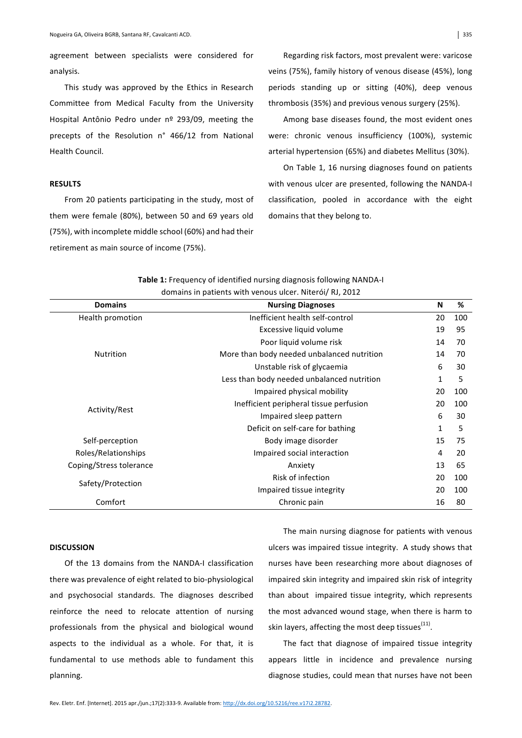agreement between specialists were considered for analysis.

This study was approved by the Ethics in Research Committee from Medical Faculty from the University Hospital Antônio Pedro under nº 293/09, meeting the precepts of the Resolution n° 466/12 from National Health Council.

## RESULTS

From 20 patients participating in the study, most of them were female (80%), between 50 and 69 years old (75%), with incomplete middle school (60%) and had their retirement as main source of income (75%).

Regarding risk factors, most prevalent were: varicose veins (75%), family history of venous disease (45%), long periods standing up or sitting (40%), deep venous thrombosis (35%) and previous venous surgery (25%).

Among base diseases found, the most evident ones were: chronic venous insufficiency (100%), systemic arterial hypertension (65%) and diabetes Mellitus (30%).

On Table 1, 16 nursing diagnoses found on patients with venous ulcer are presented, following the NANDA-I classification, pooled in accordance with the eight domains that they belong to.

**Table 1:** Frequency of identified nursing diagnosis following NANDA-I domains in patients with venous ulcer. Niterói/ RJ, 2012

| Domains | Nursing Diagnoses | N | % |
|---|---|---|---|
| Health promotion | Inefficient health self-control | 20 | 100 |
| Nutrition | Excessive liquid volume | 19 | 95 |
| | Poor liquid volume risk | 14 | 70 |
| | More than body needed unbalanced nutrition | 14 | 70 |
| | Unstable risk of glycaemia | 6 | 30 |
| | Less than body needed unbalanced nutrition | 1 | 5 |
| Activity/Rest | Impaired physical mobility | 20 | 100 |
| | Inefficient peripheral tissue perfusion | 20 | 100 |
| | Impaired sleep pattern | 6 | 30 |
| | Deficit on self-care for bathing | 1 | 5 |
| Self-perception | Body image disorder | 15 | 75 |
| Roles/Relationships | Impaired social interaction | 4 | 20 |
| Coping/Stress tolerance | Anxiety | 13 | 65 |
| Safety/Protection | Risk of infection | 20 | 100 |
| | Impaired tissue integrity | 20 | 100 |
| Comfort | Chronic pain | 16 | 80 |

## DISCUSSION

Of the 13 domains from the NANDA-I classification there was prevalence of eight related to bio-physiological and psychosocial standards. The diagnoses described reinforce the need to relocate attention of nursing professionals from the physical and biological wound aspects to the individual as a whole. For that, it is fundamental to use methods able to fundament this planning.

The main nursing diagnose for patients with venous ulcers was impaired tissue integrity. A study shows that nurses have been researching more about diagnoses of impaired skin integrity and impaired skin risk of integrity than about impaired tissue integrity, which represents the most advanced wound stage, when there is harm to skin layers, affecting the most deep tissues[11].

The fact that diagnose of impaired tissue integrity appears little in incidence and prevalence nursing diagnose studies, could mean that nurses have not been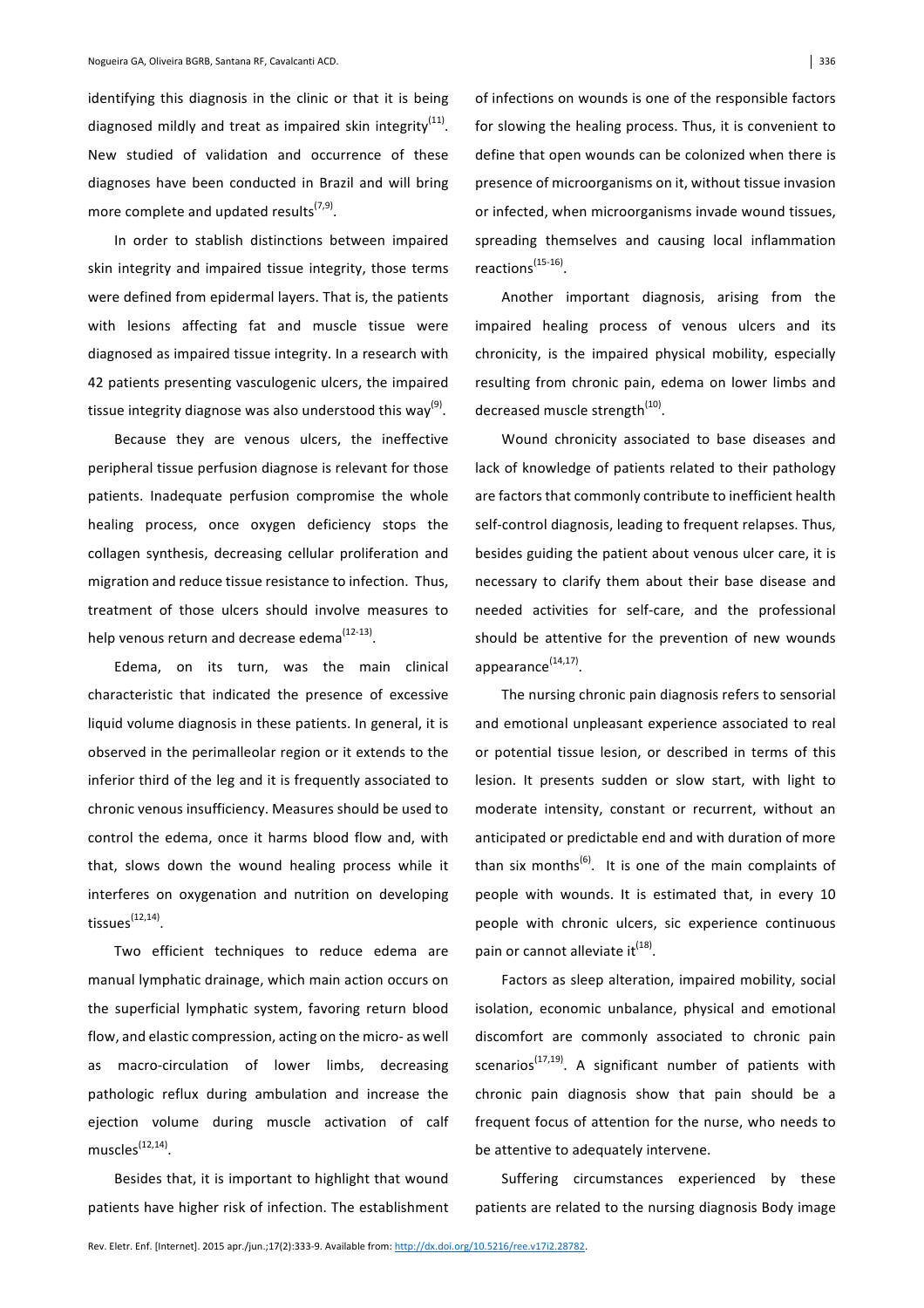identifying this diagnosis in the clinic or that it is being diagnosed mildly and treat as impaired skin integrity[11]. New studied of validation and occurrence of these diagnoses have been conducted in Brazil and will bring more complete and updated results[7,9].

In order to stablish distinctions between impaired skin integrity and impaired tissue integrity, those terms were defined from epidermal layers. That is, the patients with lesions affecting fat and muscle tissue were diagnosed as impaired tissue integrity. In a research with 42 patients presenting vasculogenic ulcers, the impaired tissue integrity diagnose was also understood this way[9].

Because they are venous ulcers, the ineffective peripheral tissue perfusion diagnose is relevant for those patients. Inadequate perfusion compromise the whole healing process, once oxygen deficiency stops the collagen synthesis, decreasing cellular proliferation and migration and reduce tissue resistance to infection. Thus, treatment of those ulcers should involve measures to help venous return and decrease edema[12-13].

Edema, on its turn, was the main clinical characteristic that indicated the presence of excessive liquid volume diagnosis in these patients. In general, it is observed in the perimalleolar region or it extends to the inferior third of the leg and it is frequently associated to chronic venous insufficiency. Measures should be used to control the edema, once it harms blood flow and, with that, slows down the wound healing process while it interferes on oxygenation and nutrition on developing tissues[12,14].

Two efficient techniques to reduce edema are manual lymphatic drainage, which main action occurs on the superficial lymphatic system, favoring return blood flow, and elastic compression, acting on the micro- as well as macro-circulation of lower limbs, decreasing pathologic reflux during ambulation and increase the ejection volume during muscle activation of calf muscles[12,14].

Besides that, it is important to highlight that wound patients have higher risk of infection. The establishment of infections on wounds is one of the responsible factors for slowing the healing process. Thus, it is convenient to define that open wounds can be colonized when there is presence of microorganisms on it, without tissue invasion or infected, when microorganisms invade wound tissues, spreading themselves and causing local inflammation reactions[15-16].

Another important diagnosis, arising from the impaired healing process of venous ulcers and its chronicity, is the impaired physical mobility, especially resulting from chronic pain, edema on lower limbs and decreased muscle strength[10].

Wound chronicity associated to base diseases and lack of knowledge of patients related to their pathology are factors that commonly contribute to inefficient health self-control diagnosis, leading to frequent relapses. Thus, besides guiding the patient about venous ulcer care, it is necessary to clarify them about their base disease and needed activities for self-care, and the professional should be attentive for the prevention of new wounds appearance[14,17].

The nursing chronic pain diagnosis refers to sensorial and emotional unpleasant experience associated to real or potential tissue lesion, or described in terms of this lesion. It presents sudden or slow start, with light to moderate intensity, constant or recurrent, without an anticipated or predictable end and with duration of more than six months[6]. It is one of the main complaints of people with wounds. It is estimated that, in every 10 people with chronic ulcers, sic experience continuous pain or cannot alleviate it[18].

Factors as sleep alteration, impaired mobility, social isolation, economic unbalance, physical and emotional discomfort are commonly associated to chronic pain scenarios[17,19]. A significant number of patients with chronic pain diagnosis show that pain should be a frequent focus of attention for the nurse, who needs to be attentive to adequately intervene.

Suffering circumstances experienced by these patients are related to the nursing diagnosis Body image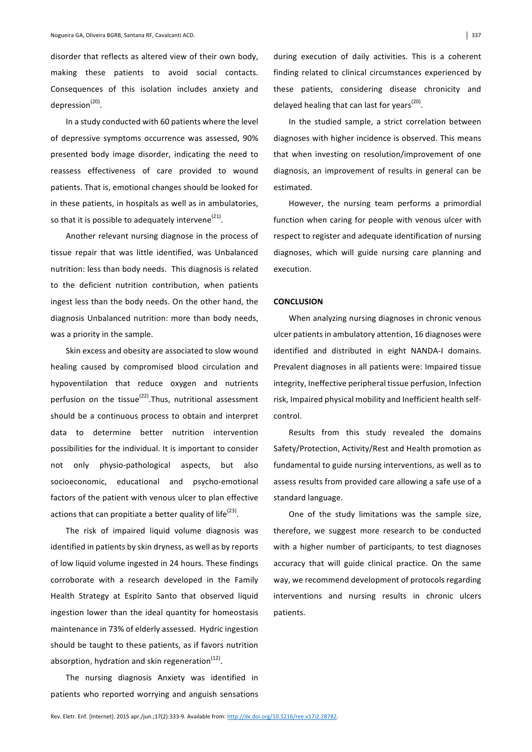disorder that reflects as altered view of their own body, making these patients to avoid social contacts. Consequences of this isolation includes anxiety and depression[20].

In a study conducted with 60 patients where the level of depressive symptoms occurrence was assessed, 90% presented body image disorder, indicating the need to reassess effectiveness of care provided to wound patients. That is, emotional changes should be looked for in these patients, in hospitals as well as in ambulatories, so that it is possible to adequately intervene[21].

Another relevant nursing diagnose in the process of tissue repair that was little identified, was Unbalanced nutrition: less than body needs. This diagnosis is related to the deficient nutrition contribution, when patients ingest less than the body needs. On the other hand, the diagnosis Unbalanced nutrition: more than body needs, was a priority in the sample.

Skin excess and obesity are associated to slow wound healing caused by compromised blood circulation and hypoventilation that reduce oxygen and nutrients perfusion on the tissue[22].Thus, nutritional assessment should be a continuous process to obtain and interpret data to determine better nutrition intervention possibilities for the individual. It is important to consider not only physio-pathological aspects, but also socioeconomic, educational and psycho-emotional factors of the patient with venous ulcer to plan effective actions that can propitiate a better quality of life[23].

The risk of impaired liquid volume diagnosis was identified in patients by skin dryness, as well as by reports of low liquid volume ingested in 24 hours. These findings corroborate with a research developed in the Family Health Strategy at Espírito Santo that observed liquid ingestion lower than the ideal quantity for homeostasis maintenance in 73% of elderly assessed. Hydric ingestion should be taught to these patients, as if favors nutrition absorption, hydration and skin regeneration[12].

The nursing diagnosis Anxiety was identified in patients who reported worrying and anguish sensations during execution of daily activities. This is a coherent finding related to clinical circumstances experienced by these patients, considering disease chronicity and delayed healing that can last for years[20].

In the studied sample, a strict correlation between diagnoses with higher incidence is observed. This means that when investing on resolution/improvement of one diagnosis, an improvement of results in general can be estimated.

However, the nursing team performs a primordial function when caring for people with venous ulcer with respect to register and adequate identification of nursing diagnoses, which will guide nursing care planning and execution.

## CONCLUSION

When analyzing nursing diagnoses in chronic venous ulcer patients in ambulatory attention, 16 diagnoses were identified and distributed in eight NANDA-I domains. Prevalent diagnoses in all patients were: Impaired tissue integrity, Ineffective peripheral tissue perfusion, Infection risk, Impaired physical mobility and Inefficient health self-control.

Results from this study revealed the domains Safety/Protection, Activity/Rest and Health promotion as fundamental to guide nursing interventions, as well as to assess results from provided care allowing a safe use of a standard language.

One of the study limitations was the sample size, therefore, we suggest more research to be conducted with a higher number of participants, to test diagnoses accuracy that will guide clinical practice. On the same way, we recommend development of protocols regarding interventions and nursing results in chronic ulcers patients.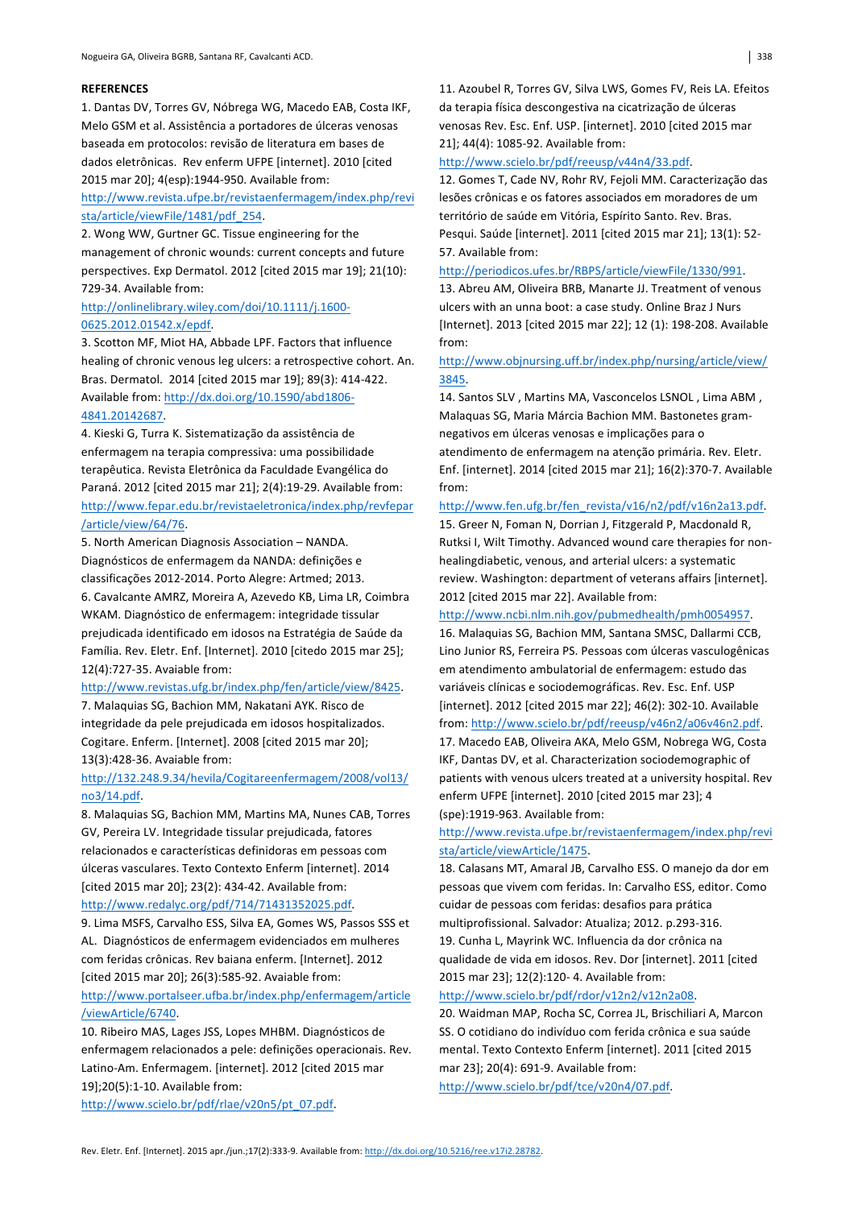**REFERENCES**

1. Dantas DV, Torres GV, Nóbrega WG, Macedo EAB, Costa IKF, Melo GSM et al. Assistência a portadores de úlceras venosas baseada em protocolos: revisão de literatura em bases de dados eletrônicas. Rev enferm UFPE [internet]. 2010 [cited 2015 mar 20]; 4(esp):1944-950. Available from: http://www.revista.ufpe.br/revistaenfermagem/index.php/revista/article/viewFile/1481/pdf_254.

2. Wong WW, Gurtner GC. Tissue engineering for the management of chronic wounds: current concepts and future perspectives. Exp Dermatol. 2012 [cited 2015 mar 19]; 21(10): 729-34. Available from: http://onlinelibrary.wiley.com/doi/10.1111/j.1600-0625.2012.01542.x/epdf.

3. Scotton MF, Miot HA, Abbade LPF. Factors that influence healing of chronic venous leg ulcers: a retrospective cohort. An. Bras. Dermatol. 2014 [cited 2015 mar 19]; 89(3): 414-422. Available from: http://dx.doi.org/10.1590/abd1806-4841.20142687.

4. Kieski G, Turra K. Sistematização da assistência de enfermagem na terapia compressiva: uma possibilidade terapêutica. Revista Eletrônica da Faculdade Evangélica do Paraná. 2012 [cited 2015 mar 21]; 2(4):19-29. Available from: http://www.fepar.edu.br/revistaeletronica/index.php/revfepar/article/view/64/76.

5. North American Diagnosis Association – NANDA. Diagnósticos de enfermagem da NANDA: definições e classificações 2012-2014. Porto Alegre: Artmed; 2013.

6. Cavalcante AMRZ, Moreira A, Azevedo KB, Lima LR, Coimbra WKAM. Diagnóstico de enfermagem: integridade tissular prejudicada identificado em idosos na Estratégia de Saúde da Família. Rev. Eletr. Enf. [Internet]. 2010 [citedo 2015 mar 25]; 12(4):727-35. Avaiable from: http://www.revistas.ufg.br/index.php/fen/article/view/8425.

7. Malaquias SG, Bachion MM, Nakatani AYK. Risco de integridade da pele prejudicada em idosos hospitalizados. Cogitare. Enferm. [Internet]. 2008 [cited 2015 mar 20]; 13(3):428-36. Avaiable from: http://132.248.9.34/hevila/Cogitareenfermagem/2008/vol13/no3/14.pdf.

8. Malaquias SG, Bachion MM, Martins MA, Nunes CAB, Torres GV, Pereira LV. Integridade tissular prejudicada, fatores relacionados e características definidoras em pessoas com úlceras vasculares. Texto Contexto Enferm [internet]. 2014 [cited 2015 mar 20]; 23(2): 434-42. Available from: http://www.redalyc.org/pdf/714/71431352025.pdf.

9. Lima MSFS, Carvalho ESS, Silva EA, Gomes WS, Passos SSS et AL. Diagnósticos de enfermagem evidenciados em mulheres com feridas crônicas. Rev baiana enferm. [Internet]. 2012 [cited 2015 mar 20]; 26(3):585-92. Avaiable from: http://www.portalseer.ufba.br/index.php/enfermagem/article/viewArticle/6740.

10. Ribeiro MAS, Lages JSS, Lopes MHBM. Diagnósticos de enfermagem relacionados a pele: definições operacionais. Rev. Latino-Am. Enfermagem. [internet]. 2012 [cited 2015 mar 19];20(5):1-10. Available from: http://www.scielo.br/pdf/rlae/v20n5/pt_07.pdf.

11. Azoubel R, Torres GV, Silva LWS, Gomes FV, Reis LA. Efeitos da terapia física descongestiva na cicatrização de úlceras venosas Rev. Esc. Enf. USP. [internet]. 2010 [cited 2015 mar 21]; 44(4): 1085-92. Available from: http://www.scielo.br/pdf/reeusp/v44n4/33.pdf.

12. Gomes T, Cade NV, Rohr RV, Fejoli MM. Caracterização das lesões crônicas e os fatores associados em moradores de um território de saúde em Vitória, Espírito Santo. Rev. Bras. Pesqui. Saúde [internet]. 2011 [cited 2015 mar 21]; 13(1): 52-57. Available from: http://periodicos.ufes.br/RBPS/article/viewFile/1330/991.

13. Abreu AM, Oliveira BRB, Manarte JJ. Treatment of venous ulcers with an unna boot: a case study. Online Braz J Nurs [Internet]. 2013 [cited 2015 mar 22]; 12 (1): 198-208. Available from: http://www.objnursing.uff.br/index.php/nursing/article/view/3845.

14. Santos SLV , Martins MA, Vasconcelos LSNOL , Lima ABM , Malaquas SG, Maria Márcia Bachion MM. Bastonetes gram-negativos em úlceras venosas e implicações para o atendimento de enfermagem na atenção primária. Rev. Eletr. Enf. [internet]. 2014 [cited 2015 mar 21]; 16(2):370-7. Available from: http://www.fen.ufg.br/fen_revista/v16/n2/pdf/v16n2a13.pdf.

15. Greer N, Foman N, Dorrian J, Fitzgerald P, Macdonald R, Rutksi I, Wilt Timothy. Advanced wound care therapies for non-healingdiabetic, venous, and arterial ulcers: a systematic review. Washington: department of veterans affairs [internet]. 2012 [cited 2015 mar 22]. Available from: http://www.ncbi.nlm.nih.gov/pubmedhealth/pmh0054957.

16. Malaquias SG, Bachion MM, Santana SMSC, Dallarmi CCB, Lino Junior RS, Ferreira PS. Pessoas com úlceras vasculogênicas em atendimento ambulatorial de enfermagem: estudo das variáveis clínicas e sociodemográficas. Rev. Esc. Enf. USP [internet]. 2012 [cited 2015 mar 22]; 46(2): 302-10. Available from: http://www.scielo.br/pdf/reeusp/v46n2/a06v46n2.pdf.

17. Macedo EAB, Oliveira AKA, Melo GSM, Nobrega WG, Costa IKF, Dantas DV, et al. Characterization sociodemographic of patients with venous ulcers treated at a university hospital. Rev enferm UFPE [internet]. 2010 [cited 2015 mar 23]; 4 (spe):1919-963. Available from: http://www.revista.ufpe.br/revistaenfermagem/index.php/revista/article/viewArticle/1475.

18. Calasans MT, Amaral JB, Carvalho ESS. O manejo da dor em pessoas que vivem com feridas. In: Carvalho ESS, editor. Como cuidar de pessoas com feridas: desafios para prática multiprofissional. Salvador: Atualiza; 2012. p.293-316.

19. Cunha L, Mayrink WC. Influencia da dor crônica na qualidade de vida em idosos. Rev. Dor [internet]. 2011 [cited 2015 mar 23]; 12(2):120- 4. Available from: http://www.scielo.br/pdf/rdor/v12n2/v12n2a08.

20. Waidman MAP, Rocha SC, Correa JL, Brischiliari A, Marcon SS. O cotidiano do indivíduo com ferida crônica e sua saúde mental. Texto Contexto Enferm [internet]. 2011 [cited 2015 mar 23]; 20(4): 691-9. Available from: http://www.scielo.br/pdf/tce/v20n4/07.pdf.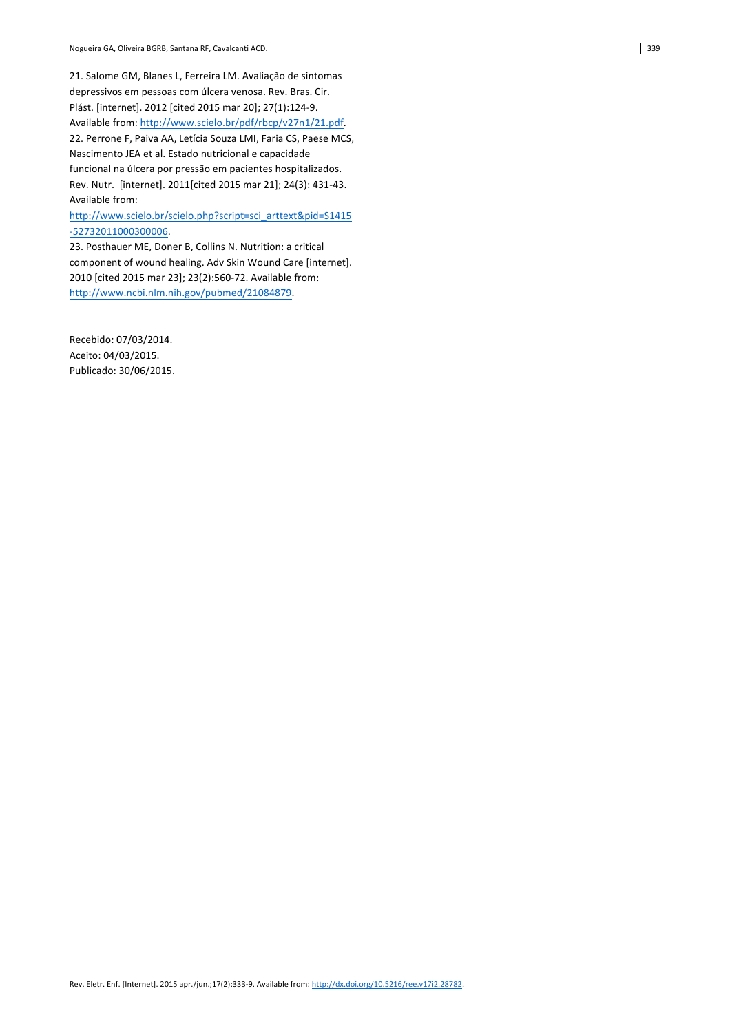21. Salome GM, Blanes L, Ferreira LM. Avaliação de sintomas depressivos em pessoas com úlcera venosa. Rev. Bras. Cir. Plást. [internet]. 2012 [cited 2015 mar 20]; 27(1):124-9. Available from: http://www.scielo.br/pdf/rbcp/v27n1/21.pdf.

22. Perrone F, Paiva AA, Letícia Souza LMI, Faria CS, Paese MCS, Nascimento JEA et al. Estado nutricional e capacidade funcional na úlcera por pressão em pacientes hospitalizados. Rev. Nutr. [internet]. 2011[cited 2015 mar 21]; 24(3): 431-43. Available from: http://www.scielo.br/scielo.php?script=sci_arttext&pid=S1415-52732011000300006.

23. Posthauer ME, Doner B, Collins N. Nutrition: a critical component of wound healing. Adv Skin Wound Care [internet]. 2010 [cited 2015 mar 23]; 23(2):560-72. Available from: http://www.ncbi.nlm.nih.gov/pubmed/21084879.

Recebido: 07/03/2014.
Aceito: 04/03/2015.
Publicado: 30/06/2015.